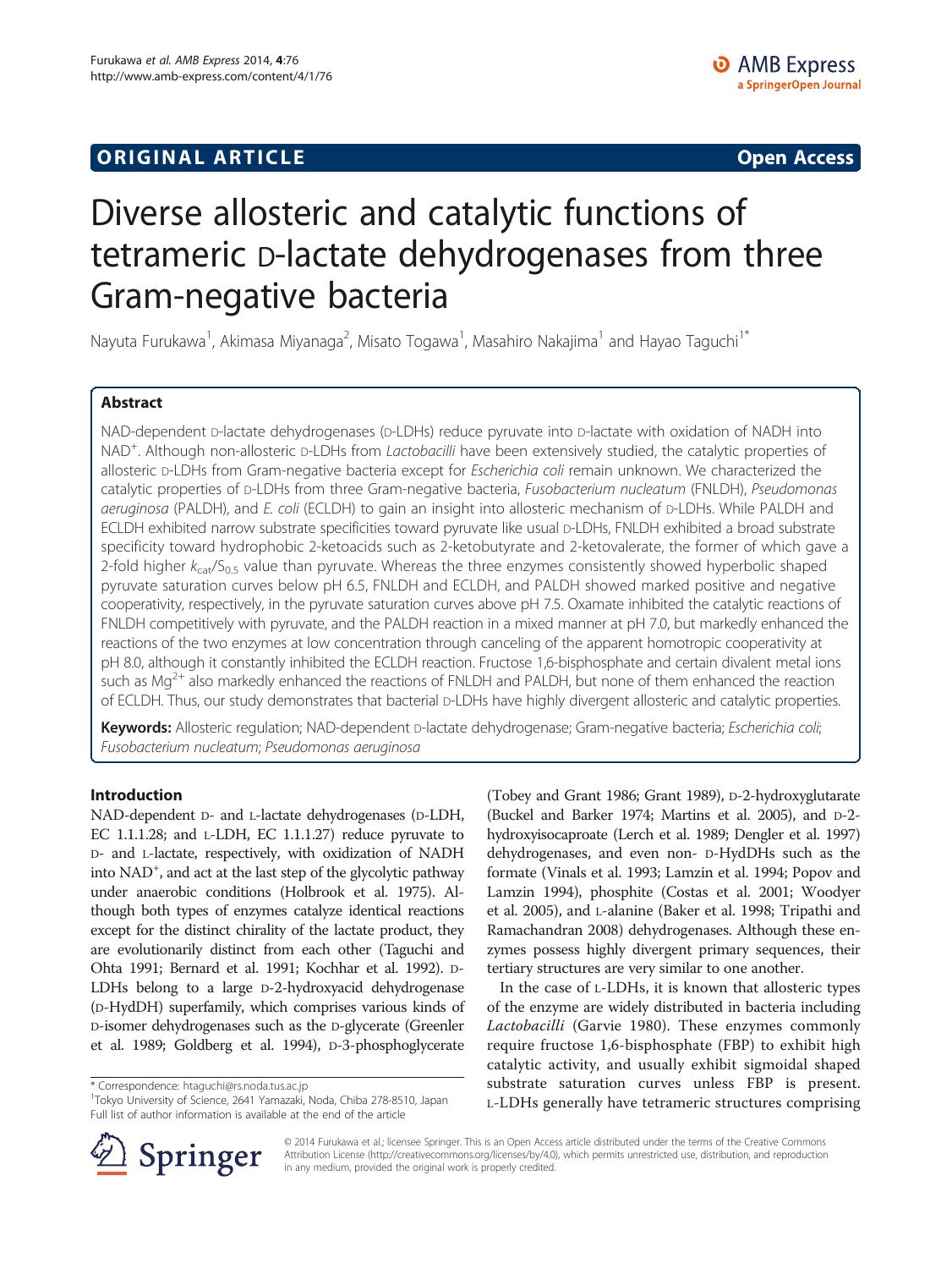**ORIGINAL ARTICLE** **Open Access**

# Diverse allosteric and catalytic functions of tetrameric D-lactate dehydrogenases from three Gram-negative bacteria

Nayuta Furukawa[1], Akimasa Miyanaga[2], Misato Togawa[1], Masahiro Nakajima[1] and Hayao Taguchi[1*]

## Abstract

NAD-dependent D-lactate dehydrogenases (D-LDHs) reduce pyruvate into D-lactate with oxidation of NADH into $NAD^+$. Although non-allosteric D-LDHs from *Lactobacilli* have been extensively studied, the catalytic properties of allosteric D-LDHs from Gram-negative bacteria except for *Escherichia coli* remain unknown. We characterized the catalytic properties of D-LDHs from three Gram-negative bacteria, *Fusobacterium nucleatum* (FNLDH), *Pseudomonas aeruginosa* (PALDH), and *E. coli* (ECLDH) to gain an insight into allosteric mechanism of D-LDHs. While PALDH and ECLDH exhibited narrow substrate specificities toward pyruvate like usual D-LDHs, FNLDH exhibited a broad substrate specificity toward hydrophobic 2-ketoacids such as 2-ketobutyrate and 2-ketovalerate, the former of which gave a 2-fold higher $k_{cat}/S_{0.5}$ value than pyruvate. Whereas the three enzymes consistently showed hyperbolic shaped pyruvate saturation curves below pH 6.5, FNLDH and ECLDH, and PALDH showed marked positive and negative cooperativity, respectively, in the pyruvate saturation curves above pH 7.5. Oxamate inhibited the catalytic reactions of FNLDH competitively with pyruvate, and the PALDH reaction in a mixed manner at pH 7.0, but markedly enhanced the reactions of the two enzymes at low concentration through canceling of the apparent homotropic cooperativity at pH 8.0, although it constantly inhibited the ECLDH reaction. Fructose 1,6-bisphosphate and certain divalent metal ions such as $Mg^{2+}$ also markedly enhanced the reactions of FNLDH and PALDH, but none of them enhanced the reaction of ECLDH. Thus, our study demonstrates that bacterial D-LDHs have highly divergent allosteric and catalytic properties.

**Keywords:** Allosteric regulation; NAD-dependent D-lactate dehydrogenase; Gram-negative bacteria; *Escherichia coli*; *Fusobacterium nucleatum*; *Pseudomonas aeruginosa*

## Introduction

NAD-dependent D- and L-lactate dehydrogenases (D-LDH, EC 1.1.1.28; and L-LDH, EC 1.1.1.27) reduce pyruvate to D- and L-lactate, respectively, with oxidization of NADH into $NAD^+$, and act at the last step of the glycolytic pathway under anaerobic conditions (Holbrook et al. 1975). Although both types of enzymes catalyze identical reactions except for the distinct chirality of the lactate product, they are evolutionarily distinct from each other (Taguchi and Ohta 1991; Bernard et al. 1991; Kochhar et al. 1992). D-LDHs belong to a large D-2-hydroxyacid dehydrogenase (D-HydDH) superfamily, which comprises various kinds of D-isomer dehydrogenases such as the D-glycerate (Greenler et al. 1989; Goldberg et al. 1994), D-3-phosphoglycerate (Tobey and Grant 1986; Grant 1989), D-2-hydroxyglutarate (Buckel and Barker 1974; Martins et al. 2005), and D-2-hydroxyisocaproate (Lerch et al. 1989; Dengler et al. 1997) dehydrogenases, and even non- D-HydDHs such as the formate (Vinals et al. 1993; Lamzin et al. 1994; Popov and Lamzin 1994), phosphite (Costas et al. 2001; Woodyer et al. 2005), and L-alanine (Baker et al. 1998; Tripathi and Ramachandran 2008) dehydrogenases. Although these enzymes possess highly divergent primary sequences, their tertiary structures are very similar to one another.

In the case of L-LDHs, it is known that allosteric types of the enzyme are widely distributed in bacteria including *Lactobacilli* (Garvie 1980). These enzymes commonly require fructose 1,6-bisphosphate (FBP) to exhibit high catalytic activity, and usually exhibit sigmoidal shaped substrate saturation curves unless FBP is present. L-LDHs generally have tetrameric structures comprising

\* Correspondence: htaguchi@rs.noda.tus.ac.jp
[1]Tokyo University of Science, 2641 Yamazaki, Noda, Chiba 278-8510, Japan
Full list of author information is available at the end of the article

© 2014 Furukawa et al.; licensee Springer. This is an Open Access article distributed under the terms of the Creative Commons Attribution License (http://creativecommons.org/licenses/by/4.0), which permits unrestricted use, distribution, and reproduction in any medium, provided the original work is properly credited.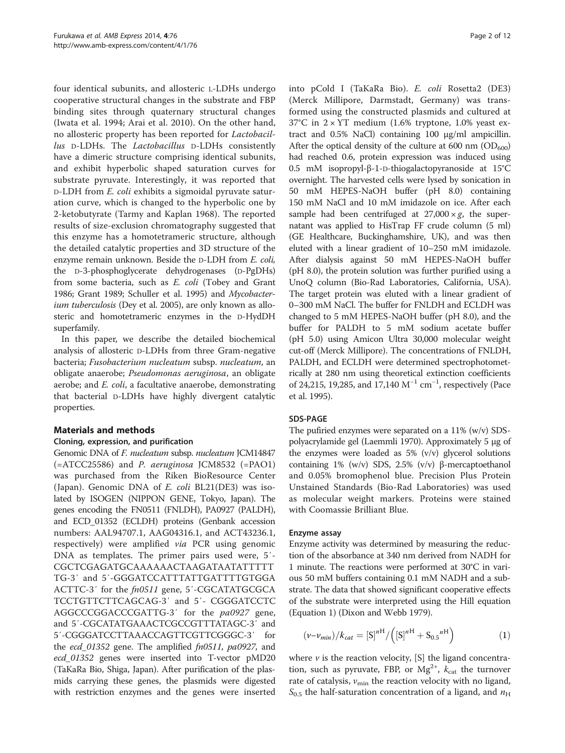four identical subunits, and allosteric L-LDHs undergo cooperative structural changes in the substrate and FBP binding sites through quaternary structural changes (Iwata et al. 1994; Arai et al. 2010). On the other hand, no allosteric property has been reported for *Lactobacillus* D-LDHs. The *Lactobacillus* D-LDHs consistently have a dimeric structure comprising identical subunits, and exhibit hyperbolic shaped saturation curves for substrate pyruvate. Interestingly, it was reported that D-LDH from *E. coli* exhibits a sigmoidal pyruvate saturation curve, which is changed to the hyperbolic one by 2-ketobutyrate (Tarmy and Kaplan 1968). The reported results of size-exclusion chromatography suggested that this enzyme has a homotetrameric structure, although the detailed catalytic properties and 3D structure of the enzyme remain unknown. Beside the D-LDH from *E. coli*, the D-3-phosphoglycerate dehydrogenases (D-PgDHs) from some bacteria, such as *E. coli* (Tobey and Grant 1986; Grant 1989; Schuller et al. 1995) and *Mycobacterium tuberculosis* (Dey et al. 2005), are only known as allosteric and homotetrameric enzymes in the D-HydDH superfamily.

In this paper, we describe the detailed biochemical analysis of allosteric D-LDHs from three Gram-negative bacteria; *Fusobacterium nucleatum* subsp. *nucleatum*, an obligate anaerobe; *Pseudomonas aeruginosa*, an obligate aerobe; and *E. coli*, a facultative anaerobe, demonstrating that bacterial D-LDHs have highly divergent catalytic properties.

## Materials and methods

### Cloning, expression, and purification

Genomic DNA of *F. nucleatum* subsp. *nucleatum* JCM14847 (=ATCC25586) and *P. aeruginosa* JCM8532 (=PAO1) was purchased from the Riken BioResource Center (Japan). Genomic DNA of *E. coli* BL21(DE3) was isolated by ISOGEN (NIPPON GENE, Tokyo, Japan). The genes encoding the FN0511 (FNLDH), PA0927 (PALDH), and ECD_01352 (ECLDH) proteins (Genbank accession numbers: AAL94707.1, AAG04316.1, and ACT43236.1, respectively) were amplified *via* PCR using genomic DNA as templates. The primer pairs used were, 5′-CGCTCGAGATGCAAAAAACTAAGATAATATTTTTTG-3′ and 5′-GGGATCCATTTATTGATTTTGTGGAACTTC-3′ for the *fn0511* gene, 5′-CGCATATGCGCATCCTGTTCTTCAGCAG-3′ and 5′- CGGGATCCTCAGGCCCGGACCCGATTG-3′ for the *pa0927* gene, and 5′-CGCATATGAAACTCGCCGTTTATAGC-3′ and 5′-CGGGATCCTTAAACCAGTTCGTTCGGGC-3′ for the *ecd_01352* gene. The amplified *fn0511*, *pa0927*, and *ecd_01352* genes were inserted into T-vector pMD20 (TaKaRa Bio, Shiga, Japan). After purification of the plasmids carrying these genes, the plasmids were digested with restriction enzymes and the genes were inserted into pCold I (TaKaRa Bio). *E. coli* Rosetta2 (DE3) (Merck Millipore, Darmstadt, Germany) was transformed using the constructed plasmids and cultured at 37°C in 2 × YT medium (1.6% tryptone, 1.0% yeast extract and 0.5% NaCl) containing 100 μg/ml ampicillin. After the optical density of the culture at 600 nm ($OD_{600}$) had reached 0.6, protein expression was induced using 0.5 mM isopropyl-β-1-D-thiogalactopyranoside at 15°C overnight. The harvested cells were lysed by sonication in 50 mM HEPES-NaOH buffer (pH 8.0) containing 150 mM NaCl and 10 mM imidazole on ice. After each sample had been centrifuged at 27,000 × *g*, the supernatant was applied to HisTrap FF crude column (5 ml) (GE Healthcare, Buckinghamshire, UK), and was then eluted with a linear gradient of 10–250 mM imidazole. After dialysis against 50 mM HEPES-NaOH buffer (pH 8.0), the protein solution was further purified using a UnoQ column (Bio-Rad Laboratories, California, USA). The target protein was eluted with a linear gradient of 0–300 mM NaCl. The buffer for FNLDH and ECLDH was changed to 5 mM HEPES-NaOH buffer (pH 8.0), and the buffer for PALDH to 5 mM sodium acetate buffer (pH 5.0) using Amicon Ultra 30,000 molecular weight cut-off (Merck Millipore). The concentrations of FNLDH, PALDH, and ECLDH were determined spectrophotometrically at 280 nm using theoretical extinction coefficients of 24,215, 19,285, and 17,140 $M^{-1}$ $cm^{-1}$, respectively (Pace et al. 1995).

### SDS-PAGE

The pufiried enzymes were separated on a 11% (w/v) SDS-polyacrylamide gel (Laemmli 1970). Approximately 5 μg of the enzymes were loaded as 5% (v/v) glycerol solutions containing 1% (w/v) SDS, 2.5% (v/v) β-mercaptoethanol and 0.05% bromophenol blue. Precision Plus Protein Unstained Standards (Bio-Rad Laboratories) was used as molecular weight markers. Proteins were stained with Coomassie Brilliant Blue.

### Enzyme assay

Enzyme activity was determined by measuring the reduction of the absorbance at 340 nm derived from NADH for 1 minute. The reactions were performed at 30°C in various 50 mM buffers containing 0.1 mM NADH and a substrate. The data that showed significant cooperative effects of the substrate were interpreted using the Hill equation (Equation 1) (Dixon and Webb 1979).

$$(v - v_{min})/k_{cat} = [S]^{n_H} / \left([S]^{n_H} + S_{0.5}{}^{n_H}\right) \qquad (1)$$

where $v$ is the reaction velocity, [S] the ligand concentration, such as pyruvate, FBP, or $Mg^{2+}$, $k_{cat}$ the turnover rate of catalysis, $v_{min}$ the reaction velocity with no ligand, $S_{0.5}$ the half-saturation concentration of a ligand, and $n_H$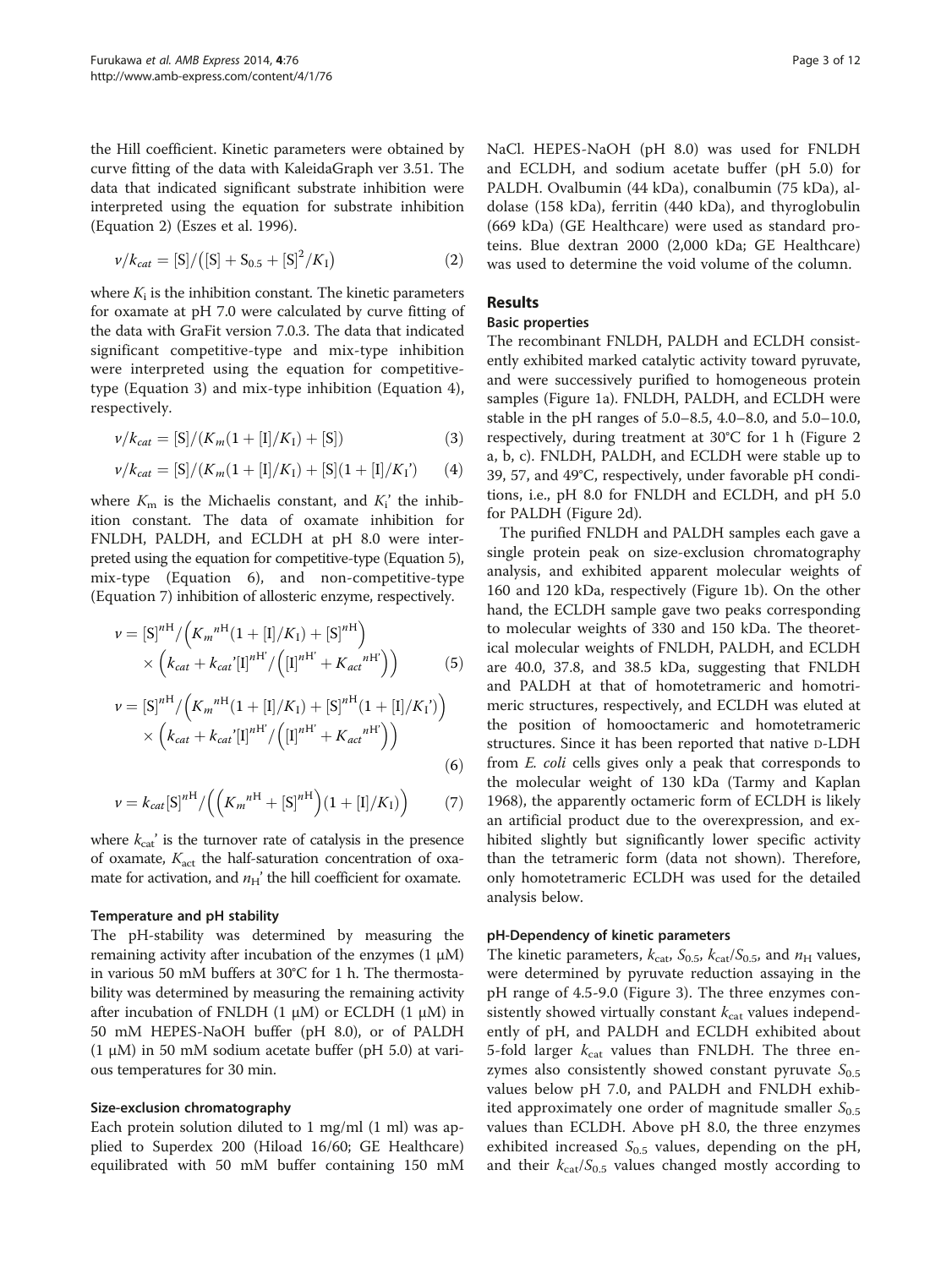the Hill coefficient. Kinetic parameters were obtained by curve fitting of the data with KaleidaGraph ver 3.51. The data that indicated significant substrate inhibition were interpreted using the equation for substrate inhibition (Equation 2) (Eszes et al. 1996).

$$v/k_{cat} = [\mathrm{S}]/\left([\mathrm{S}] + \mathrm{S}_{0.5} + [\mathrm{S}]^2/K_\mathrm{I}\right) \tag{2}$$

where $K_\mathrm{i}$ is the inhibition constant. The kinetic parameters for oxamate at pH 7.0 were calculated by curve fitting of the data with GraFit version 7.0.3. The data that indicated significant competitive-type and mix-type inhibition were interpreted using the equation for competitive-type (Equation 3) and mix-type inhibition (Equation 4), respectively.

$$v/k_{cat} = [\mathrm{S}]/(K_m(1 + [\mathrm{I}]/K_\mathrm{I}) + [\mathrm{S}]) \tag{3}$$

$$v/k_{cat} = [\mathrm{S}]/(K_m(1 + [\mathrm{I}]/K_\mathrm{I}) + [\mathrm{S}](1 + [\mathrm{I}]/K_\mathrm{I}')) \tag{4}$$

where $K_\mathrm{m}$ is the Michaelis constant, and $K_\mathrm{i}$' the inhibition constant. The data of oxamate inhibition for FNLDH, PALDH, and ECLDH at pH 8.0 were interpreted using the equation for competitive-type (Equation 5), mix-type (Equation 6), and non-competitive-type (Equation 7) inhibition of allosteric enzyme, respectively.

$$v = [\mathrm{S}]^{n\mathrm{H}}/\left({K_m}^{n\mathrm{H}}(1 + [\mathrm{I}]/K_\mathrm{I}) + [\mathrm{S}]^{n\mathrm{H}}\right) \times \left(k_{cat} + k_{cat}'[\mathrm{I}]^{n\mathrm{H}'}/\left([\mathrm{I}]^{n\mathrm{H}'} + {K_{act}}^{n\mathrm{H}'}\right)\right) \tag{5}$$

$$v = [\mathrm{S}]^{n\mathrm{H}}/\left({K_m}^{n\mathrm{H}}(1 + [\mathrm{I}]/K_\mathrm{I}) + [\mathrm{S}]^{n\mathrm{H}}(1 + [\mathrm{I}]/K_\mathrm{I}')\right) \times \left(k_{cat} + k_{cat}'[\mathrm{I}]^{n\mathrm{H}'}/\left([\mathrm{I}]^{n\mathrm{H}'} + {K_{act}}^{n\mathrm{H}'}\right)\right) \tag{6}$$

$$v = k_{cat}[\mathrm{S}]^{n\mathrm{H}}/\left(\left({K_m}^{n\mathrm{H}} + [\mathrm{S}]^{n\mathrm{H}}\right)(1 + [\mathrm{I}]/K_\mathrm{I})\right) \tag{7}$$

where $k_{cat}$' is the turnover rate of catalysis in the presence of oxamate, $K_{act}$ the half-saturation concentration of oxamate for activation, and $n_\mathrm{H}$' the hill coefficient for oxamate.

### Temperature and pH stability

The pH-stability was determined by measuring the remaining activity after incubation of the enzymes (1 μM) in various 50 mM buffers at 30°C for 1 h. The thermostability was determined by measuring the remaining activity after incubation of FNLDH (1 μM) or ECLDH (1 μM) in 50 mM HEPES-NaOH buffer (pH 8.0), or of PALDH (1 μM) in 50 mM sodium acetate buffer (pH 5.0) at various temperatures for 30 min.

### Size-exclusion chromatography

Each protein solution diluted to 1 mg/ml (1 ml) was applied to Superdex 200 (Hiload 16/60; GE Healthcare) equilibrated with 50 mM buffer containing 150 mM NaCl. HEPES-NaOH (pH 8.0) was used for FNLDH and ECLDH, and sodium acetate buffer (pH 5.0) for PALDH. Ovalbumin (44 kDa), conalbumin (75 kDa), aldolase (158 kDa), ferritin (440 kDa), and thyroglobulin (669 kDa) (GE Healthcare) were used as standard proteins. Blue dextran 2000 (2,000 kDa; GE Healthcare) was used to determine the void volume of the column.

## Results

### Basic properties

The recombinant FNLDH, PALDH and ECLDH consistently exhibited marked catalytic activity toward pyruvate, and were successively purified to homogeneous protein samples (Figure 1a). FNLDH, PALDH, and ECLDH were stable in the pH ranges of 5.0–8.5, 4.0–8.0, and 5.0–10.0, respectively, during treatment at 30°C for 1 h (Figure 2 a, b, c). FNLDH, PALDH, and ECLDH were stable up to 39, 57, and 49°C, respectively, under favorable pH conditions, i.e., pH 8.0 for FNLDH and ECLDH, and pH 5.0 for PALDH (Figure 2d).

The purified FNLDH and PALDH samples each gave a single protein peak on size-exclusion chromatography analysis, and exhibited apparent molecular weights of 160 and 120 kDa, respectively (Figure 1b). On the other hand, the ECLDH sample gave two peaks corresponding to molecular weights of 330 and 150 kDa. The theoretical molecular weights of FNLDH, PALDH, and ECLDH are 40.0, 37.8, and 38.5 kDa, suggesting that FNLDH and PALDH at that of homotetrameric and homotrimeric structures, respectively, and ECLDH was eluted at the position of homooctameric and homotetrameric structures. Since it has been reported that native D-LDH from *E. coli* cells gives only a peak that corresponds to the molecular weight of 130 kDa (Tarmy and Kaplan 1968), the apparently octameric form of ECLDH is likely an artificial product due to the overexpression, and exhibited slightly but significantly lower specific activity than the tetrameric form (data not shown). Therefore, only homotetrameric ECLDH was used for the detailed analysis below.

### pH-Dependency of kinetic parameters

The kinetic parameters, $k_{cat}$, $S_{0.5}$, $k_{cat}/S_{0.5}$, and $n_\mathrm{H}$ values, were determined by pyruvate reduction assaying in the pH range of 4.5-9.0 (Figure 3). The three enzymes consistently showed virtually constant $k_{cat}$ values independently of pH, and PALDH and ECLDH exhibited about 5-fold larger $k_{cat}$ values than FNLDH. The three enzymes also consistently showed constant pyruvate $S_{0.5}$ values below pH 7.0, and PALDH and FNLDH exhibited approximately one order of magnitude smaller $S_{0.5}$ values than ECLDH. Above pH 8.0, the three enzymes exhibited increased $S_{0.5}$ values, depending on the pH, and their $k_{cat}/S_{0.5}$ values changed mostly according to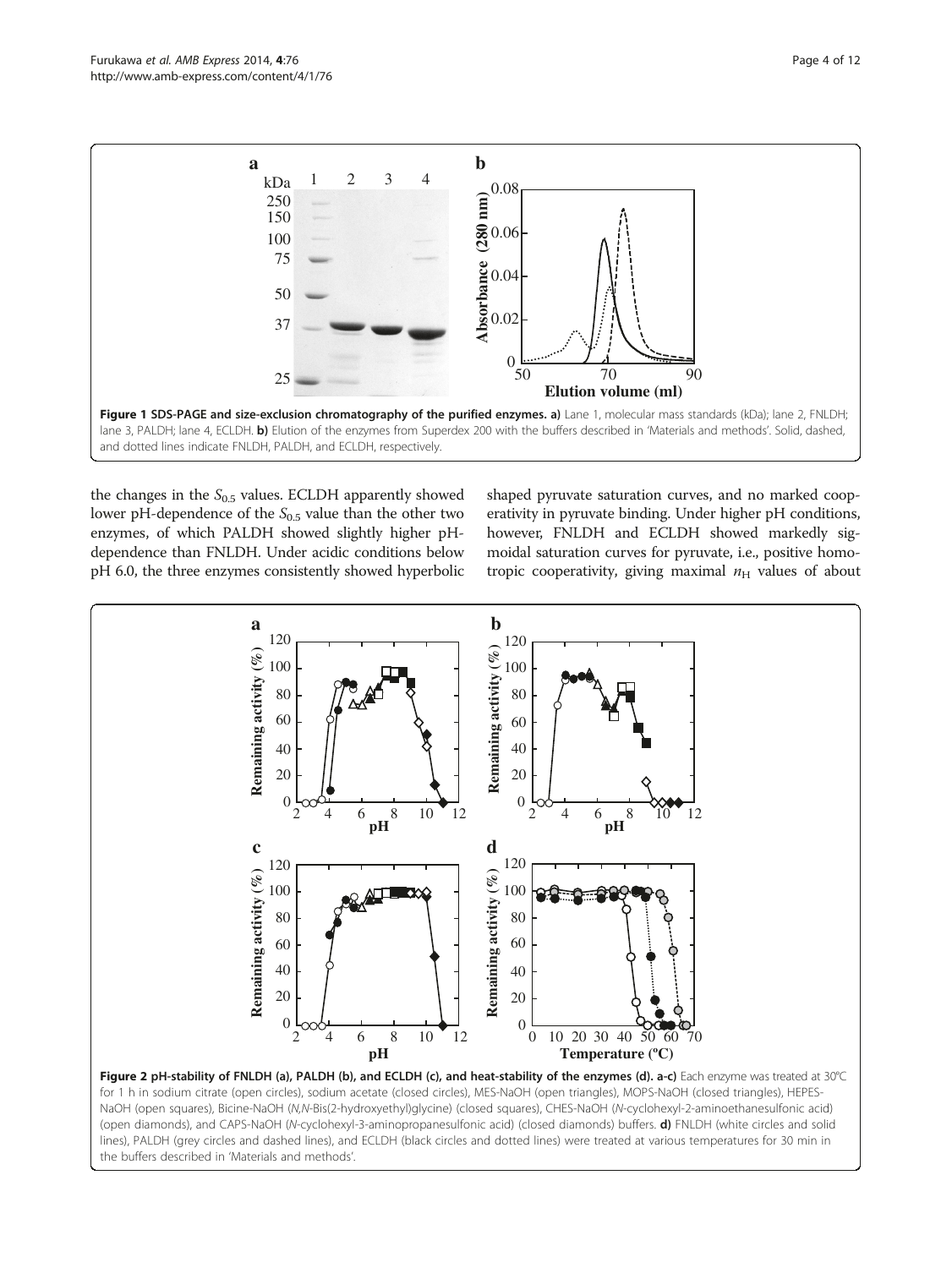**Figure 1 SDS-PAGE and size-exclusion chromatography of the purified enzymes. a)** Lane 1, molecular mass standards (kDa); lane 2, FNLDH; lane 3, PALDH; lane 4, ECLDH. **b)** Elution of the enzymes from Superdex 200 with the buffers described in 'Materials and methods'. Solid, dashed, and dotted lines indicate FNLDH, PALDH, and ECLDH, respectively.

the changes in the $S_{0.5}$ values. ECLDH apparently showed lower pH-dependence of the $S_{0.5}$ value than the other two enzymes, of which PALDH showed slightly higher pH-dependence than FNLDH. Under acidic conditions below pH 6.0, the three enzymes consistently showed hyperbolic shaped pyruvate saturation curves, and no marked cooperativity in pyruvate binding. Under higher pH conditions, however, FNLDH and ECLDH showed markedly sigmoidal saturation curves for pyruvate, i.e., positive homotropic cooperativity, giving maximal $n_H$ values of about

**Figure 2 pH-stability of FNLDH (a), PALDH (b), and ECLDH (c), and heat-stability of the enzymes (d). a-c)** Each enzyme was treated at 30°C for 1 h in sodium citrate (open circles), sodium acetate (closed circles), MES-NaOH (open triangles), MOPS-NaOH (closed triangles), HEPES-NaOH (open squares), Bicine-NaOH (*N,N*-Bis(2-hydroxyethyl)glycine) (closed squares), CHES-NaOH (*N*-cyclohexyl-2-aminoethanesulfonic acid) (open diamonds), and CAPS-NaOH (*N*-cyclohexyl-3-aminopropanesulfonic acid) (closed diamonds) buffers. **d)** FNLDH (white circles and solid lines), PALDH (grey circles and dashed lines), and ECLDH (black circles and dotted lines) were treated at various temperatures for 30 min in the buffers described in 'Materials and methods'.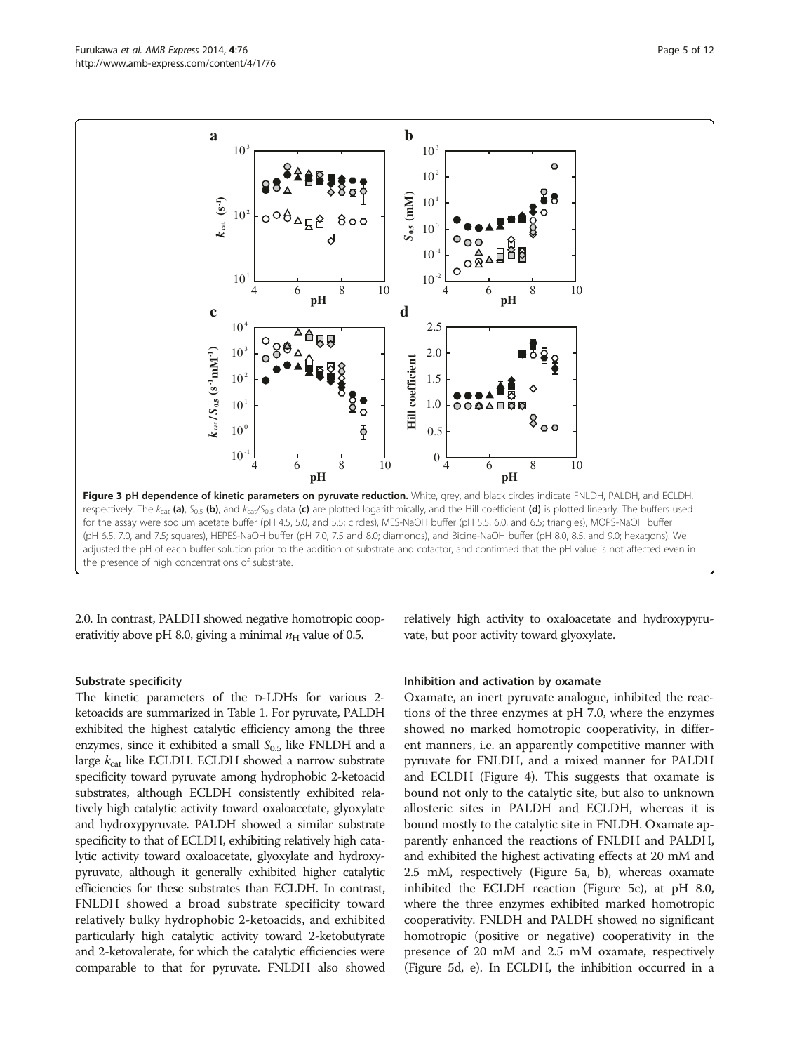**Figure 3 pH dependence of kinetic parameters on pyruvate reduction.** White, grey, and black circles indicate FNLDH, PALDH, and ECLDH, respectively. The $k_{cat}$ **(a)**, $S_{0.5}$ **(b)**, and $k_{cat}/S_{0.5}$ data **(c)** are plotted logarithmically, and the Hill coefficient **(d)** is plotted linearly. The buffers used for the assay were sodium acetate buffer (pH 4.5, 5.0, and 5.5; circles), MES-NaOH buffer (pH 5.5, 6.0, and 6.5; triangles), MOPS-NaOH buffer (pH 6.5, 7.0, and 7.5; squares), HEPES-NaOH buffer (pH 7.0, 7.5 and 8.0; diamonds), and Bicine-NaOH buffer (pH 8.0, 8.5, and 9.0; hexagons). We adjusted the pH of each buffer solution prior to the addition of substrate and cofactor, and confirmed that the pH value is not affected even in the presence of high concentrations of substrate.

2.0. In contrast, PALDH showed negative homotropic cooperativitiy above pH 8.0, giving a minimal $n_H$ value of 0.5.

### Substrate specificity

The kinetic parameters of the D-LDHs for various 2-ketoacids are summarized in Table 1. For pyruvate, PALDH exhibited the highest catalytic efficiency among the three enzymes, since it exhibited a small $S_{0.5}$ like FNLDH and a large $k_{cat}$ like ECLDH. ECLDH showed a narrow substrate specificity toward pyruvate among hydrophobic 2-ketoacid substrates, although ECLDH consistently exhibited relatively high catalytic activity toward oxaloacetate, glyoxylate and hydroxypyruvate. PALDH showed a similar substrate specificity to that of ECLDH, exhibiting relatively high catalytic activity toward oxaloacetate, glyoxylate and hydroxypyruvate, although it generally exhibited higher catalytic efficiencies for these substrates than ECLDH. In contrast, FNLDH showed a broad substrate specificity toward relatively bulky hydrophobic 2-ketoacids, and exhibited particularly high catalytic activity toward 2-ketobutyrate and 2-ketovalerate, for which the catalytic efficiencies were comparable to that for pyruvate. FNLDH also showed relatively high activity to oxaloacetate and hydroxypyruvate, but poor activity toward glyoxylate.

### Inhibition and activation by oxamate

Oxamate, an inert pyruvate analogue, inhibited the reactions of the three enzymes at pH 7.0, where the enzymes showed no marked homotropic cooperativity, in different manners, i.e. an apparently competitive manner with pyruvate for FNLDH, and a mixed manner for PALDH and ECLDH (Figure 4). This suggests that oxamate is bound not only to the catalytic site, but also to unknown allosteric sites in PALDH and ECLDH, whereas it is bound mostly to the catalytic site in FNLDH. Oxamate apparently enhanced the reactions of FNLDH and PALDH, and exhibited the highest activating effects at 20 mM and 2.5 mM, respectively (Figure 5a, b), whereas oxamate inhibited the ECLDH reaction (Figure 5c), at pH 8.0, where the three enzymes exhibited marked homotropic cooperativity. FNLDH and PALDH showed no significant homotropic (positive or negative) cooperativity in the presence of 20 mM and 2.5 mM oxamate, respectively (Figure 5d, e). In ECLDH, the inhibition occurred in a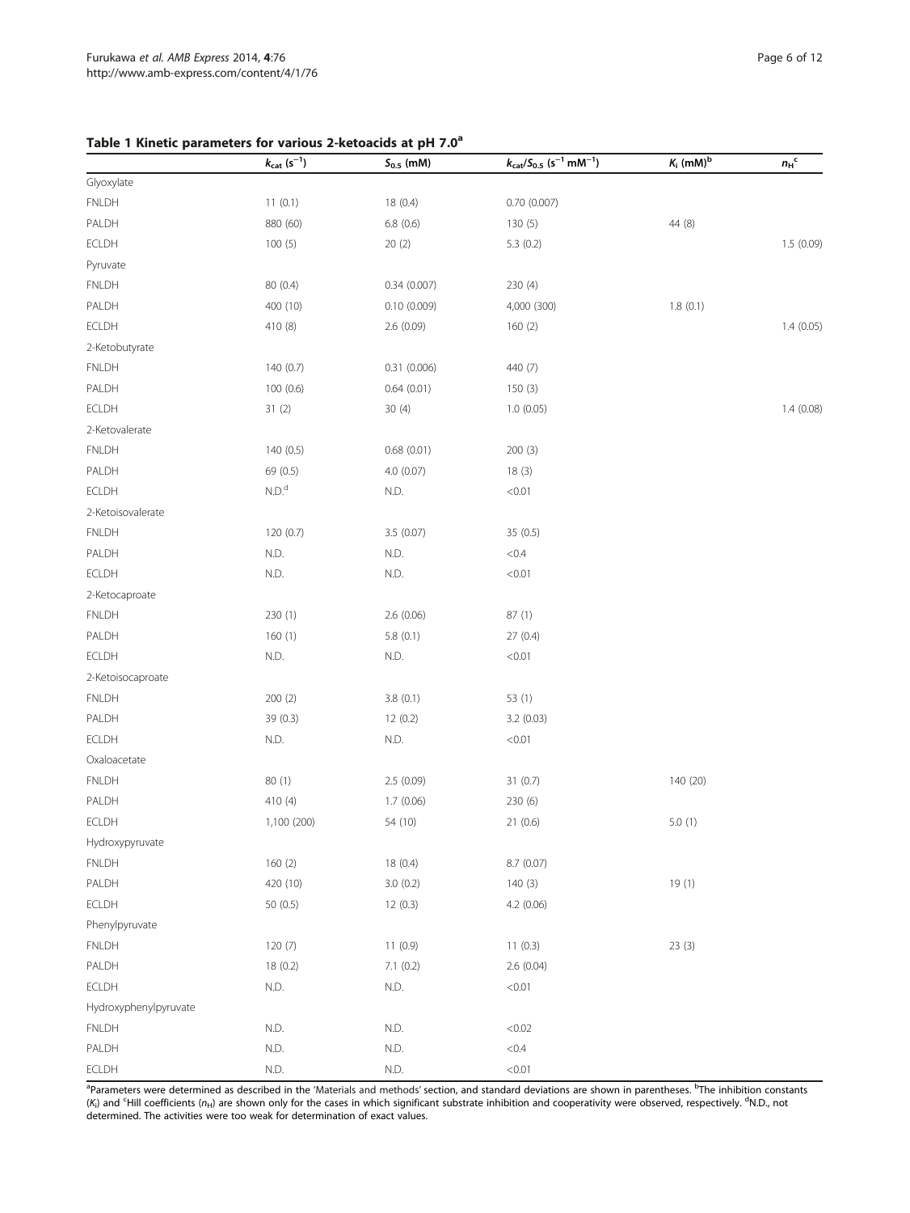**Table 1 Kinetic parameters for various 2-ketoacids at pH 7.0[a]**

| | $k_{cat}$ ($s^{-1}$) | $S_{0.5}$ (mM) | $k_{cat}/S_{0.5}$ ($s^{-1}$ $mM^{-1}$) | $K_i$ (mM)[b] | $n_H$[c] |
|---|---|---|---|---|---|
| Glyoxylate | | | | | |
| FNLDH | 11 (0.1) | 18 (0.4) | 0.70 (0.007) | | |
| PALDH | 880 (60) | 6.8 (0.6) | 130 (5) | 44 (8) | |
| ECLDH | 100 (5) | 20 (2) | 5.3 (0.2) | | 1.5 (0.09) |
| Pyruvate | | | | | |
| FNLDH | 80 (0.4) | 0.34 (0.007) | 230 (4) | | |
| PALDH | 400 (10) | 0.10 (0.009) | 4,000 (300) | 1.8 (0.1) | |
| ECLDH | 410 (8) | 2.6 (0.09) | 160 (2) | | 1.4 (0.05) |
| 2-Ketobutyrate | | | | | |
| FNLDH | 140 (0.7) | 0.31 (0.006) | 440 (7) | | |
| PALDH | 100 (0.6) | 0.64 (0.01) | 150 (3) | | |
| ECLDH | 31 (2) | 30 (4) | 1.0 (0.05) | | 1.4 (0.08) |
| 2-Ketovalerate | | | | | |
| FNLDH | 140 (0.5) | 0.68 (0.01) | 200 (3) | | |
| PALDH | 69 (0.5) | 4.0 (0.07) | 18 (3) | | |
| ECLDH | N.D.[d] | N.D. | <0.01 | | |
| 2-Ketoisovalerate | | | | | |
| FNLDH | 120 (0.7) | 3.5 (0.07) | 35 (0.5) | | |
| PALDH | N.D. | N.D. | <0.4 | | |
| ECLDH | N.D. | N.D. | <0.01 | | |
| 2-Ketocaproate | | | | | |
| FNLDH | 230 (1) | 2.6 (0.06) | 87 (1) | | |
| PALDH | 160 (1) | 5.8 (0.1) | 27 (0.4) | | |
| ECLDH | N.D. | N.D. | <0.01 | | |
| 2-Ketoisocaproate | | | | | |
| FNLDH | 200 (2) | 3.8 (0.1) | 53 (1) | | |
| PALDH | 39 (0.3) | 12 (0.2) | 3.2 (0.03) | | |
| ECLDH | N.D. | N.D. | <0.01 | | |
| Oxaloacetate | | | | | |
| FNLDH | 80 (1) | 2.5 (0.09) | 31 (0.7) | 140 (20) | |
| PALDH | 410 (4) | 1.7 (0.06) | 230 (6) | | |
| ECLDH | 1,100 (200) | 54 (10) | 21 (0.6) | 5.0 (1) | |
| Hydroxypyruvate | | | | | |
| FNLDH | 160 (2) | 18 (0.4) | 8.7 (0.07) | | |
| PALDH | 420 (10) | 3.0 (0.2) | 140 (3) | 19 (1) | |
| ECLDH | 50 (0.5) | 12 (0.3) | 4.2 (0.06) | | |
| Phenylpyruvate | | | | | |
| FNLDH | 120 (7) | 11 (0.9) | 11 (0.3) | 23 (3) | |
| PALDH | 18 (0.2) | 7.1 (0.2) | 2.6 (0.04) | | |
| ECLDH | N.D. | N.D. | <0.01 | | |
| Hydroxyphenylpyruvate | | | | | |
| FNLDH | N.D. | N.D. | <0.02 | | |
| PALDH | N.D. | N.D. | <0.4 | | |
| ECLDH | N.D. | N.D. | <0.01 | | |

[a]Parameters were determined as described in the 'Materials and methods' section, and standard deviations are shown in parentheses. [b]The inhibition constants ($K_i$) and [c]Hill coefficients ($n_H$) are shown only for the cases in which significant substrate inhibition and cooperativity were observed, respectively. [d]N.D., not determined. The activities were too weak for determination of exact values.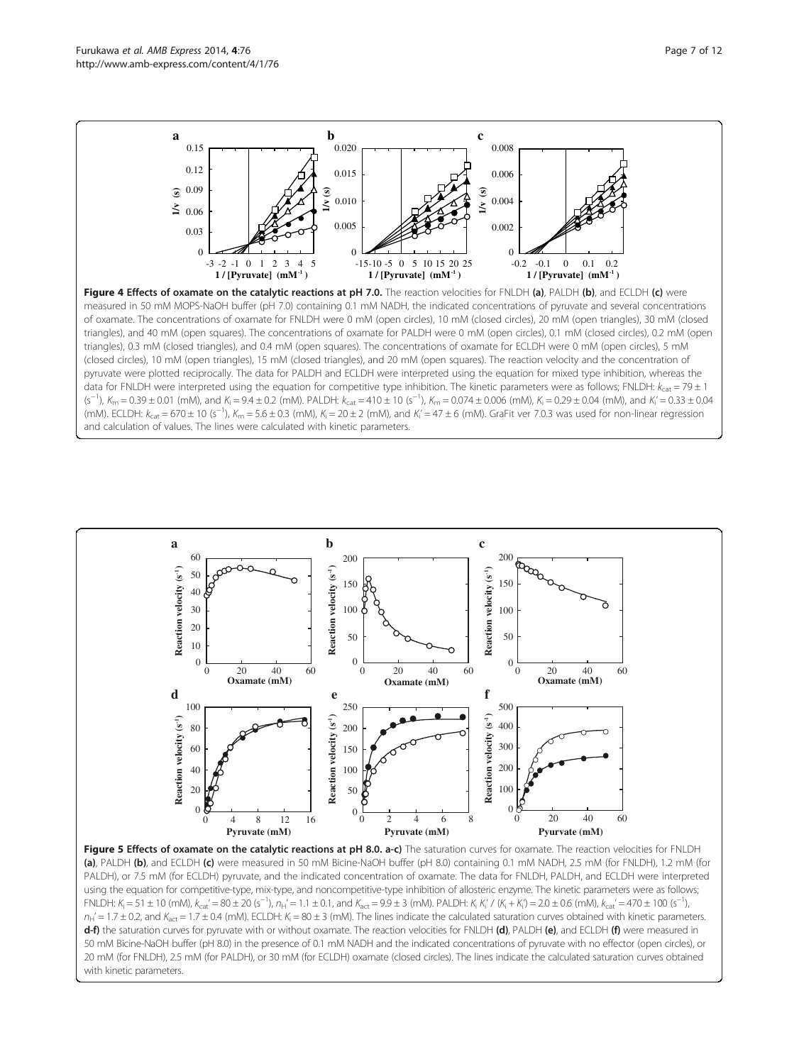**Figure 4 Effects of oxamate on the catalytic reactions at pH 7.0.** The reaction velocities for FNLDH **(a)**, PALDH **(b)**, and ECLDH **(c)** were measured in 50 mM MOPS-NaOH buffer (pH 7.0) containing 0.1 mM NADH, the indicated concentrations of pyruvate and several concentrations of oxamate. The concentrations of oxamate for FNLDH were 0 mM (open circles), 10 mM (closed circles), 20 mM (open triangles), 30 mM (closed triangles), and 40 mM (open squares). The concentrations of oxamate for PALDH were 0 mM (open circles), 0.1 mM (closed circles), 0.2 mM (open triangles), 0.3 mM (closed triangles), and 0.4 mM (open squares). The concentrations of oxamate for ECLDH were 0 mM (open circles), 5 mM (closed circles), 10 mM (open triangles), 15 mM (closed triangles), and 20 mM (open squares). The reaction velocity and the concentration of pyruvate were plotted reciprocally. The data for PALDH and ECLDH were interpreted using the equation for mixed type inhibition, whereas the data for FNLDH were interpreted using the equation for competitive type inhibition. The kinetic parameters were as follows; FNLDH: $k_{cat} = 79 \pm 1$ ($s^{-1}$), $K_m = 0.39 \pm 0.01$ (mM), and $K_i = 9.4 \pm 0.2$ (mM). PALDH: $k_{cat} = 410 \pm 10$ ($s^{-1}$), $K_m = 0.074 \pm 0.006$ (mM), $K_i = 0.29 \pm 0.04$ (mM), and $K_i' = 0.33 \pm 0.04$ (mM). ECLDH: $k_{cat} = 670 \pm 10$ ($s^{-1}$), $K_m = 5.6 \pm 0.3$ (mM), $K_i = 20 \pm 2$ (mM), and $K_i' = 47 \pm 6$ (mM). GraFit ver 7.0.3 was used for non-linear regression and calculation of values. The lines were calculated with kinetic parameters.

**Figure 5 Effects of oxamate on the catalytic reactions at pH 8.0. a-c)** The saturation curves for oxamate. The reaction velocities for FNLDH **(a)**, PALDH **(b)**, and ECLDH **(c)** were measured in 50 mM Bicine-NaOH buffer (pH 8.0) containing 0.1 mM NADH, 2.5 mM (for FNLDH), 1.2 mM (for PALDH), or 7.5 mM (for ECLDH) pyruvate, and the indicated concentration of oxamate. The data for FNLDH, PALDH, and ECLDH were interpreted using the equation for competitive-type, mix-type, and noncompetitive-type inhibition of allosteric enzyme. The kinetic parameters were as follows; FNLDH: $K_i = 51 \pm 10$ (mM), $k_{cat}' = 80 \pm 20$ ($s^{-1}$), $n_H' = 1.1 \pm 0.1$, and $K_{act} = 9.9 \pm 3$ (mM). PALDH: $K_i K_i' / (K_i + K_i') = 2.0 \pm 0.6$ (mM), $k_{cat}' = 470 \pm 100$ ($s^{-1}$), $n_H' = 1.7 \pm 0.2$, and $K_{act} = 1.7 \pm 0.4$ (mM). ECLDH: $K_i = 80 \pm 3$ (mM). The lines indicate the calculated saturation curves obtained with kinetic parameters. **d-f)** the saturation curves for pyruvate with or without oxamate. The reaction velocities for FNLDH **(d)**, PALDH **(e)**, and ECLDH **(f)** were measured in 50 mM Bicine-NaOH buffer (pH 8.0) in the presence of 0.1 mM NADH and the indicated concentrations of pyruvate with no effector (open circles), or 20 mM (for FNLDH), 2.5 mM (for PALDH), or 30 mM (for ECLDH) oxamate (closed circles). The lines indicate the calculated saturation curves obtained with kinetic parameters.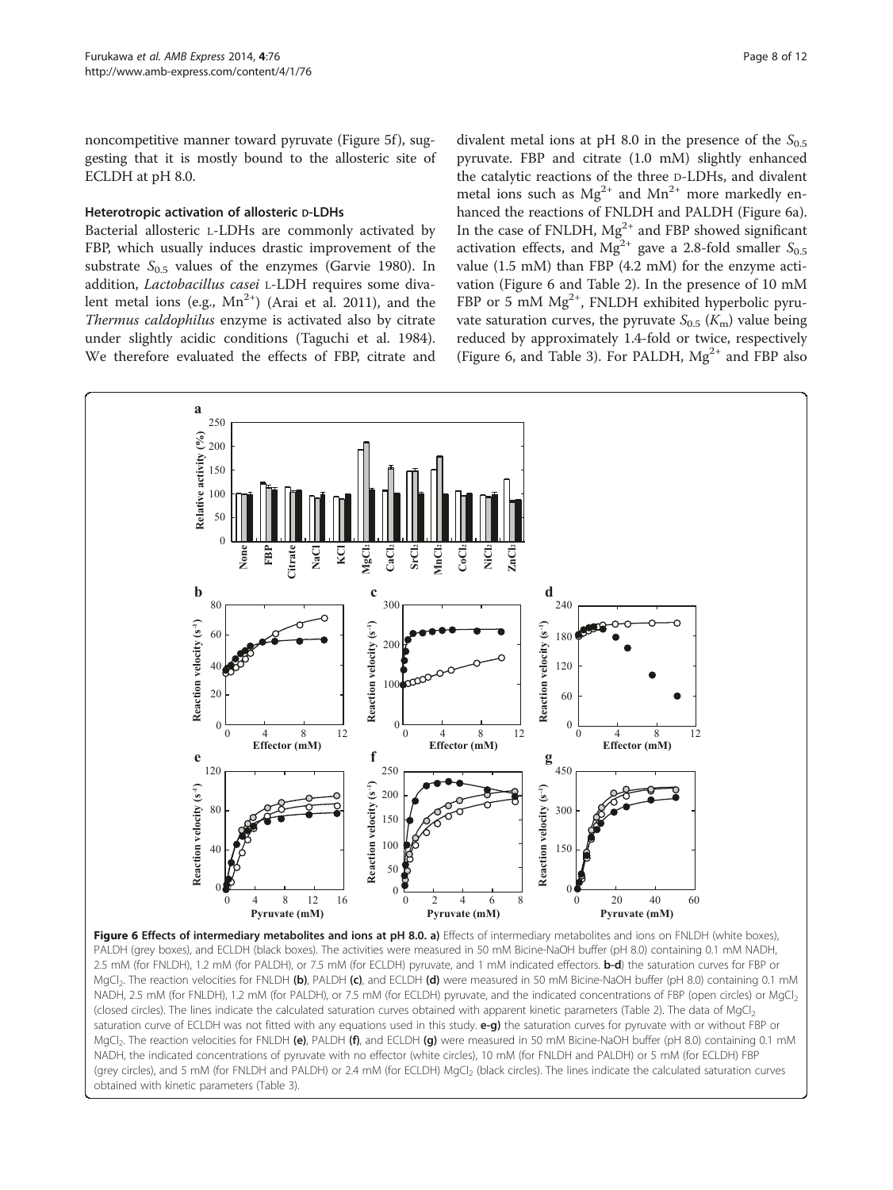noncompetitive manner toward pyruvate (Figure 5f), suggesting that it is mostly bound to the allosteric site of ECLDH at pH 8.0.

### Heterotropic activation of allosteric D-LDHs

Bacterial allosteric L-LDHs are commonly activated by FBP, which usually induces drastic improvement of the substrate $S_{0.5}$ values of the enzymes (Garvie 1980). In addition, *Lactobacillus casei* L-LDH requires some divalent metal ions (e.g., $Mn^{2+}$) (Arai et al. 2011), and the *Thermus caldophilus* enzyme is activated also by citrate under slightly acidic conditions (Taguchi et al. 1984). We therefore evaluated the effects of FBP, citrate and divalent metal ions at pH 8.0 in the presence of the $S_{0.5}$ pyruvate. FBP and citrate (1.0 mM) slightly enhanced the catalytic reactions of the three D-LDHs, and divalent metal ions such as $Mg^{2+}$ and $Mn^{2+}$ more markedly enhanced the reactions of FNLDH and PALDH (Figure 6a). In the case of FNLDH, $Mg^{2+}$ and FBP showed significant activation effects, and $Mg^{2+}$ gave a 2.8-fold smaller $S_{0.5}$ value (1.5 mM) than FBP (4.2 mM) for the enzyme activation (Figure 6 and Table 2). In the presence of 10 mM FBP or 5 mM $Mg^{2+}$, FNLDH exhibited hyperbolic pyruvate saturation curves, the pyruvate $S_{0.5}$ ($K_m$) value being reduced by approximately 1.4-fold or twice, respectively (Figure 6, and Table 3). For PALDH, $Mg^{2+}$ and FBP also

**Figure 6 Effects of intermediary metabolites and ions at pH 8.0. a)** Effects of intermediary metabolites and ions on FNLDH (white boxes), PALDH (grey boxes), and ECLDH (black boxes). The activities were measured in 50 mM Bicine-NaOH buffer (pH 8.0) containing 0.1 mM NADH, 2.5 mM (for FNLDH), 1.2 mM (for PALDH), or 7.5 mM (for ECLDH) pyruvate, and 1 mM indicated effectors. **b-d**) the saturation curves for FBP or $MgCl_2$. The reaction velocities for FNLDH **(b)**, PALDH **(c)**, and ECLDH **(d)** were measured in 50 mM Bicine-NaOH buffer (pH 8.0) containing 0.1 mM NADH, 2.5 mM (for FNLDH), 1.2 mM (for PALDH), or 7.5 mM (for ECLDH) pyruvate, and the indicated concentrations of FBP (open circles) or $MgCl_2$ (closed circles). The lines indicate the calculated saturation curves obtained with apparent kinetic parameters (Table 2). The data of $MgCl_2$ saturation curve of ECLDH was not fitted with any equations used in this study. **e-g)** the saturation curves for pyruvate with or without FBP or $MgCl_2$. The reaction velocities for FNLDH **(e)**, PALDH **(f)**, and ECLDH **(g)** were measured in 50 mM Bicine-NaOH buffer (pH 8.0) containing 0.1 mM NADH, the indicated concentrations of pyruvate with no effector (white circles), 10 mM (for FNLDH and PALDH) or 5 mM (for ECLDH) FBP (grey circles), and 5 mM (for FNLDH and PALDH) or 2.4 mM (for ECLDH) $MgCl_2$ (black circles). The lines indicate the calculated saturation curves obtained with kinetic parameters (Table 3).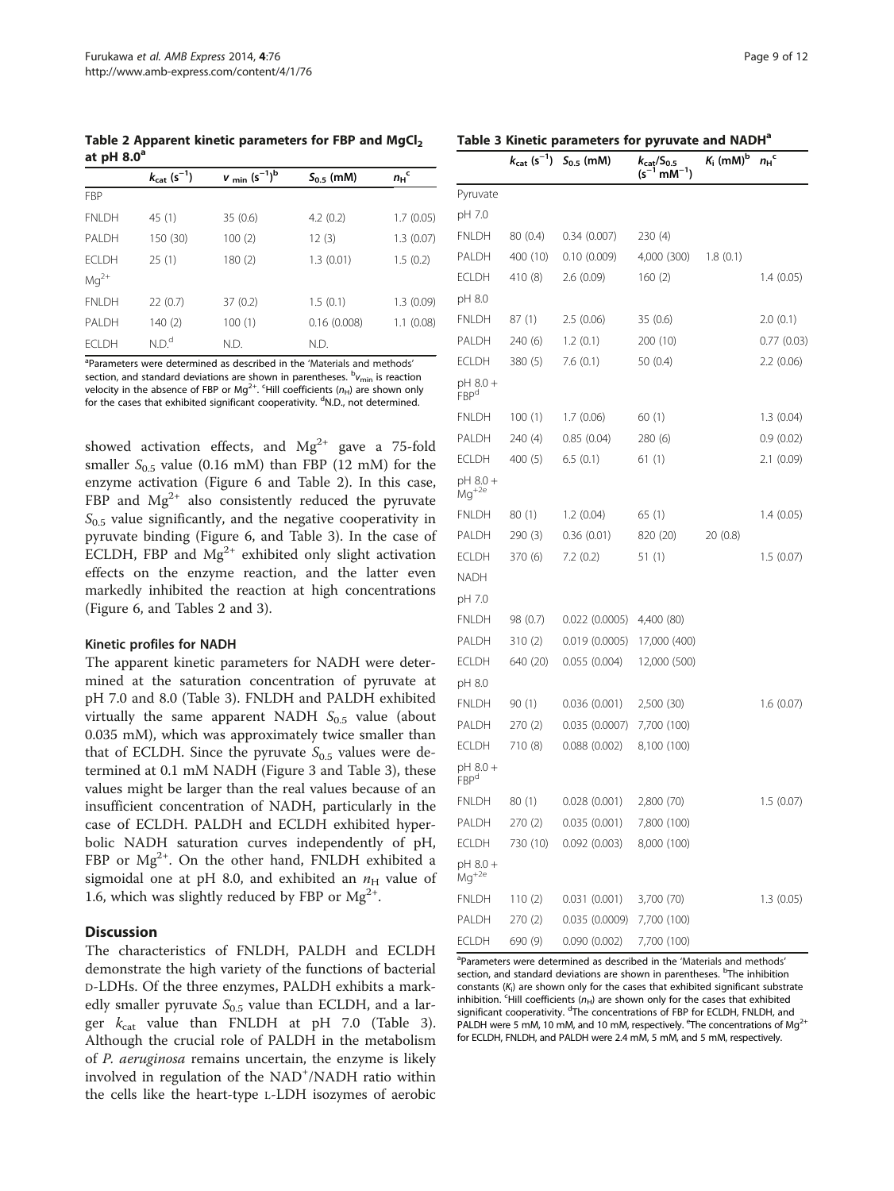**Table 2 Apparent kinetic parameters for FBP and $MgCl_2$ at pH 8.0[a]**

| | $k_{cat}$ ($s^{-1}$) | $v_{min}$ ($s^{-1}$)[b] | $S_{0.5}$ (mM) | $n_H$[c] |
|---|---|---|---|---|
| FBP | | | | |
| FNLDH | 45 (1) | 35 (0.6) | 4.2 (0.2) | 1.7 (0.05) |
| PALDH | 150 (30) | 100 (2) | 12 (3) | 1.3 (0.07) |
| ECLDH | 25 (1) | 180 (2) | 1.3 (0.01) | 1.5 (0.2) |
| $Mg^{2+}$ | | | | |
| FNLDH | 22 (0.7) | 37 (0.2) | 1.5 (0.1) | 1.3 (0.09) |
| PALDH | 140 (2) | 100 (1) | 0.16 (0.008) | 1.1 (0.08) |
| ECLDH | N.D.[d] | N.D. | N.D. | |

[a]Parameters were determined as described in the 'Materials and methods' section, and standard deviations are shown in parentheses. [b]$v_{min}$ is reaction velocity in the absence of FBP or $Mg^{2+}$. [c]Hill coefficients ($n_H$) are shown only for the cases that exhibited significant cooperativity. [d]N.D., not determined.

showed activation effects, and $Mg^{2+}$ gave a 75-fold smaller $S_{0.5}$ value (0.16 mM) than FBP (12 mM) for the enzyme activation (Figure 6 and Table 2). In this case, FBP and $Mg^{2+}$ also consistently reduced the pyruvate $S_{0.5}$ value significantly, and the negative cooperativity in pyruvate binding (Figure 6, and Table 3). In the case of ECLDH, FBP and $Mg^{2+}$ exhibited only slight activation effects on the enzyme reaction, and the latter even markedly inhibited the reaction at high concentrations (Figure 6, and Tables 2 and 3).

#### Kinetic profiles for NADH

The apparent kinetic parameters for NADH were determined at the saturation concentration of pyruvate at pH 7.0 and 8.0 (Table 3). FNLDH and PALDH exhibited virtually the same apparent NADH $S_{0.5}$ value (about 0.035 mM), which was approximately twice smaller than that of ECLDH. Since the pyruvate $S_{0.5}$ values were determined at 0.1 mM NADH (Figure 3 and Table 3), these values might be larger than the real values because of an insufficient concentration of NADH, particularly in the case of ECLDH. PALDH and ECLDH exhibited hyperbolic NADH saturation curves independently of pH, FBP or $Mg^{2+}$. On the other hand, FNLDH exhibited a sigmoidal one at pH 8.0, and exhibited an $n_H$ value of 1.6, which was slightly reduced by FBP or $Mg^{2+}$.

## Discussion

The characteristics of FNLDH, PALDH and ECLDH demonstrate the high variety of the functions of bacterial D-LDHs. Of the three enzymes, PALDH exhibits a markedly smaller pyruvate $S_{0.5}$ value than ECLDH, and a larger $k_{cat}$ value than FNLDH at pH 7.0 (Table 3). Although the crucial role of PALDH in the metabolism of *P. aeruginosa* remains uncertain, the enzyme is likely involved in regulation of the $NAD^+$/NADH ratio within the cells like the heart-type L-LDH isozymes of aerobic

**Table 3 Kinetic parameters for pyruvate and NADH[a]**

| | $k_{cat}$ ($s^{-1}$) | $S_{0.5}$ (mM) | $k_{cat}/S_{0.5}$ ($s^{-1}$ $mM^{-1}$) | $K_i$ (mM)[b] | $n_H$[c] |
|---|---|---|---|---|---|
| Pyruvate | | | | | |
| pH 7.0 | | | | | |
| FNLDH | 80 (0.4) | 0.34 (0.007) | 230 (4) | | |
| PALDH | 400 (10) | 0.10 (0.009) | 4,000 (300) | 1.8 (0.1) | |
| ECLDH | 410 (8) | 2.6 (0.09) | 160 (2) | | 1.4 (0.05) |
| pH 8.0 | | | | | |
| FNLDH | 87 (1) | 2.5 (0.06) | 35 (0.6) | | 2.0 (0.1) |
| PALDH | 240 (6) | 1.2 (0.1) | 200 (10) | | 0.77 (0.03) |
| ECLDH | 380 (5) | 7.6 (0.1) | 50 (0.4) | | 2.2 (0.06) |
| pH 8.0 + FBP[d] | | | | | |
| FNLDH | 100 (1) | 1.7 (0.06) | 60 (1) | | 1.3 (0.04) |
| PALDH | 240 (4) | 0.85 (0.04) | 280 (6) | | 0.9 (0.02) |
| ECLDH | 400 (5) | 6.5 (0.1) | 61 (1) | | 2.1 (0.09) |
| pH 8.0 + $Mg^{+2}$[e] | | | | | |
| FNLDH | 80 (1) | 1.2 (0.04) | 65 (1) | | 1.4 (0.05) |
| PALDH | 290 (3) | 0.36 (0.01) | 820 (20) | 20 (0.8) | |
| ECLDH | 370 (6) | 7.2 (0.2) | 51 (1) | | 1.5 (0.07) |
| NADH | | | | | |
| pH 7.0 | | | | | |
| FNLDH | 98 (0.7) | 0.022 (0.0005) | 4,400 (80) | | |
| PALDH | 310 (2) | 0.019 (0.0005) | 17,000 (400) | | |
| ECLDH | 640 (20) | 0.055 (0.004) | 12,000 (500) | | |
| pH 8.0 | | | | | |
| FNLDH | 90 (1) | 0.036 (0.001) | 2,500 (30) | | 1.6 (0.07) |
| PALDH | 270 (2) | 0.035 (0.0007) | 7,700 (100) | | |
| ECLDH | 710 (8) | 0.088 (0.002) | 8,100 (100) | | |
| pH 8.0 + FBP[d] | | | | | |
| FNLDH | 80 (1) | 0.028 (0.001) | 2,800 (70) | | 1.5 (0.07) |
| PALDH | 270 (2) | 0.035 (0.001) | 7,800 (100) | | |
| ECLDH | 730 (10) | 0.092 (0.003) | 8,000 (100) | | |
| pH 8.0 + $Mg^{+2}$[e] | | | | | |
| FNLDH | 110 (2) | 0.031 (0.001) | 3,700 (70) | | 1.3 (0.05) |
| PALDH | 270 (2) | 0.035 (0.0009) | 7,700 (100) | | |
| ECLDH | 690 (9) | 0.090 (0.002) | 7,700 (100) | | |

[a]Parameters were determined as described in the 'Materials and methods' section, and standard deviations are shown in parentheses. [b]The inhibition constants ($K_i$) are shown only for the cases that exhibited significant substrate inhibition. [c]Hill coefficients ($n_H$) are shown only for the cases that exhibited significant cooperativity. [d]The concentrations of FBP for ECLDH, FNLDH, and PALDH were 5 mM, 10 mM, and 10 mM, respectively. [e]The concentrations of $Mg^{2+}$ for ECLDH, FNLDH, and PALDH were 2.4 mM, 5 mM, and 5 mM, respectively.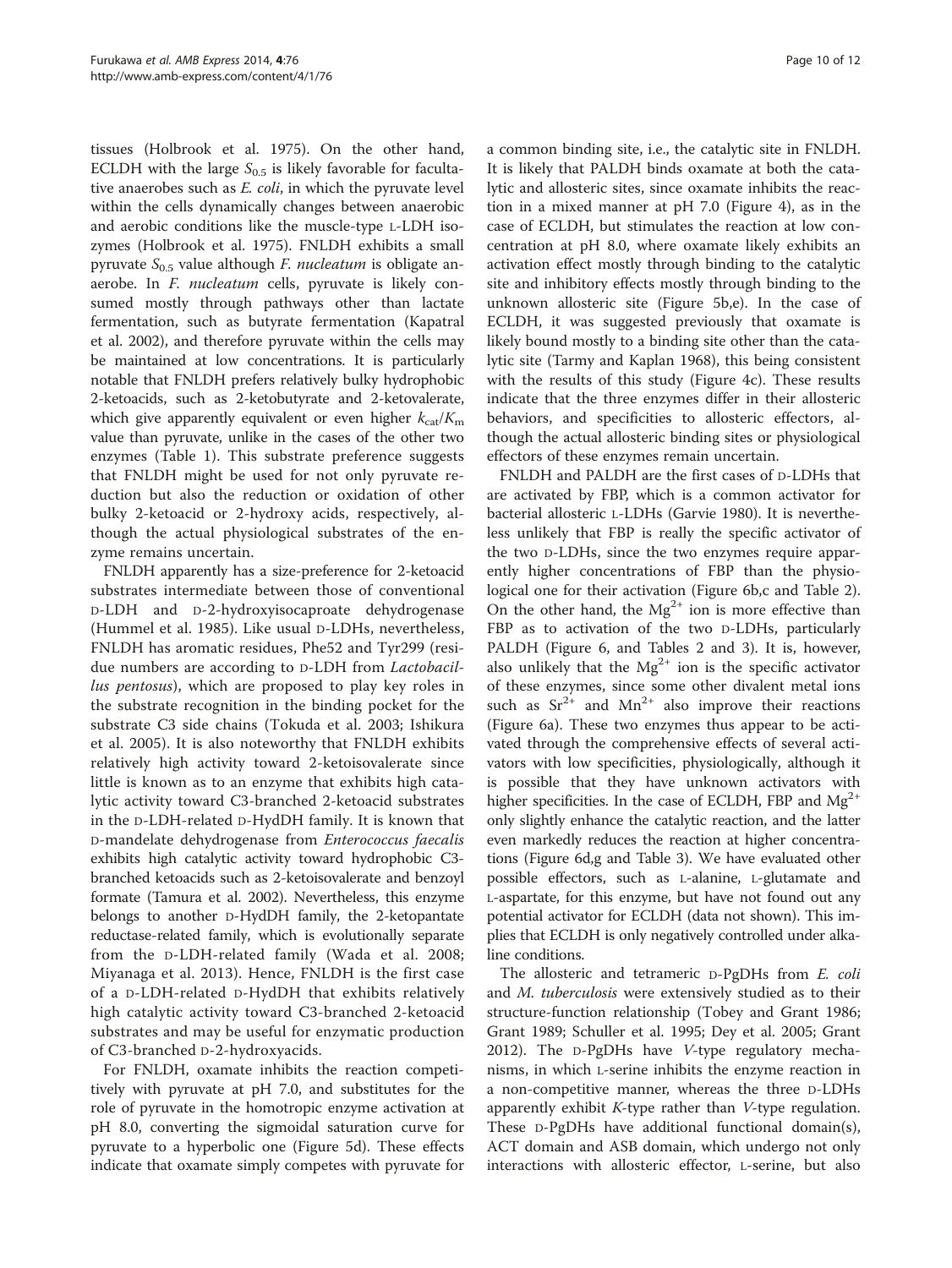tissues (Holbrook et al. 1975). On the other hand, ECLDH with the large $S_{0.5}$ is likely favorable for facultative anaerobes such as *E. coli*, in which the pyruvate level within the cells dynamically changes between anaerobic and aerobic conditions like the muscle-type L-LDH isozymes (Holbrook et al. 1975). FNLDH exhibits a small pyruvate $S_{0.5}$ value although *F. nucleatum* is obligate anaerobe. In *F. nucleatum* cells, pyruvate is likely consumed mostly through pathways other than lactate fermentation, such as butyrate fermentation (Kapatral et al. 2002), and therefore pyruvate within the cells may be maintained at low concentrations. It is particularly notable that FNLDH prefers relatively bulky hydrophobic 2-ketoacids, such as 2-ketobutyrate and 2-ketovalerate, which give apparently equivalent or even higher $k_{cat}/K_m$ value than pyruvate, unlike in the cases of the other two enzymes (Table 1). This substrate preference suggests that FNLDH might be used for not only pyruvate reduction but also the reduction or oxidation of other bulky 2-ketoacid or 2-hydroxy acids, respectively, although the actual physiological substrates of the enzyme remains uncertain.

FNLDH apparently has a size-preference for 2-ketoacid substrates intermediate between those of conventional D-LDH and D-2-hydroxyisocaproate dehydrogenase (Hummel et al. 1985). Like usual D-LDHs, nevertheless, FNLDH has aromatic residues, Phe52 and Tyr299 (residue numbers are according to D-LDH from *Lactobacillus pentosus*), which are proposed to play key roles in the substrate recognition in the binding pocket for the substrate C3 side chains (Tokuda et al. 2003; Ishikura et al. 2005). It is also noteworthy that FNLDH exhibits relatively high activity toward 2-ketoisovalerate since little is known as to an enzyme that exhibits high catalytic activity toward C3-branched 2-ketoacid substrates in the D-LDH-related D-HydDH family. It is known that D-mandelate dehydrogenase from *Enterococcus faecalis* exhibits high catalytic activity toward hydrophobic C3-branched ketoacids such as 2-ketoisovalerate and benzoyl formate (Tamura et al. 2002). Nevertheless, this enzyme belongs to another D-HydDH family, the 2-ketopantate reductase-related family, which is evolutionally separate from the D-LDH-related family (Wada et al. 2008; Miyanaga et al. 2013). Hence, FNLDH is the first case of a D-LDH-related D-HydDH that exhibits relatively high catalytic activity toward C3-branched 2-ketoacid substrates and may be useful for enzymatic production of C3-branched D-2-hydroxyacids.

For FNLDH, oxamate inhibits the reaction competitively with pyruvate at pH 7.0, and substitutes for the role of pyruvate in the homotropic enzyme activation at pH 8.0, converting the sigmoidal saturation curve for pyruvate to a hyperbolic one (Figure 5d). These effects indicate that oxamate simply competes with pyruvate for a common binding site, i.e., the catalytic site in FNLDH. It is likely that PALDH binds oxamate at both the catalytic and allosteric sites, since oxamate inhibits the reaction in a mixed manner at pH 7.0 (Figure 4), as in the case of ECLDH, but stimulates the reaction at low concentration at pH 8.0, where oxamate likely exhibits an activation effect mostly through binding to the catalytic site and inhibitory effects mostly through binding to the unknown allosteric site (Figure 5b,e). In the case of ECLDH, it was suggested previously that oxamate is likely bound mostly to a binding site other than the catalytic site (Tarmy and Kaplan 1968), this being consistent with the results of this study (Figure 4c). These results indicate that the three enzymes differ in their allosteric behaviors, and specificities to allosteric effectors, although the actual allosteric binding sites or physiological effectors of these enzymes remain uncertain.

FNLDH and PALDH are the first cases of D-LDHs that are activated by FBP, which is a common activator for bacterial allosteric L-LDHs (Garvie 1980). It is nevertheless unlikely that FBP is really the specific activator of the two D-LDHs, since the two enzymes require apparently higher concentrations of FBP than the physiological one for their activation (Figure 6b,c and Table 2). On the other hand, the $Mg^{2+}$ ion is more effective than FBP as to activation of the two D-LDHs, particularly PALDH (Figure 6, and Tables 2 and 3). It is, however, also unlikely that the $Mg^{2+}$ ion is the specific activator of these enzymes, since some other divalent metal ions such as $Sr^{2+}$ and $Mn^{2+}$ also improve their reactions (Figure 6a). These two enzymes thus appear to be activated through the comprehensive effects of several activators with low specificities, physiologically, although it is possible that they have unknown activators with higher specificities. In the case of ECLDH, FBP and $Mg^{2+}$ only slightly enhance the catalytic reaction, and the latter even markedly reduces the reaction at higher concentrations (Figure 6d,g and Table 3). We have evaluated other possible effectors, such as L-alanine, L-glutamate and L-aspartate, for this enzyme, but have not found out any potential activator for ECLDH (data not shown). This implies that ECLDH is only negatively controlled under alkaline conditions.

The allosteric and tetrameric D-PgDHs from *E. coli* and *M. tuberculosis* were extensively studied as to their structure-function relationship (Tobey and Grant 1986; Grant 1989; Schuller et al. 1995; Dey et al. 2005; Grant 2012). The D-PgDHs have *V*-type regulatory mechanisms, in which L-serine inhibits the enzyme reaction in a non-competitive manner, whereas the three D-LDHs apparently exhibit *K*-type rather than *V*-type regulation. These D-PgDHs have additional functional domain(s), ACT domain and ASB domain, which undergo not only interactions with allosteric effector, L-serine, but also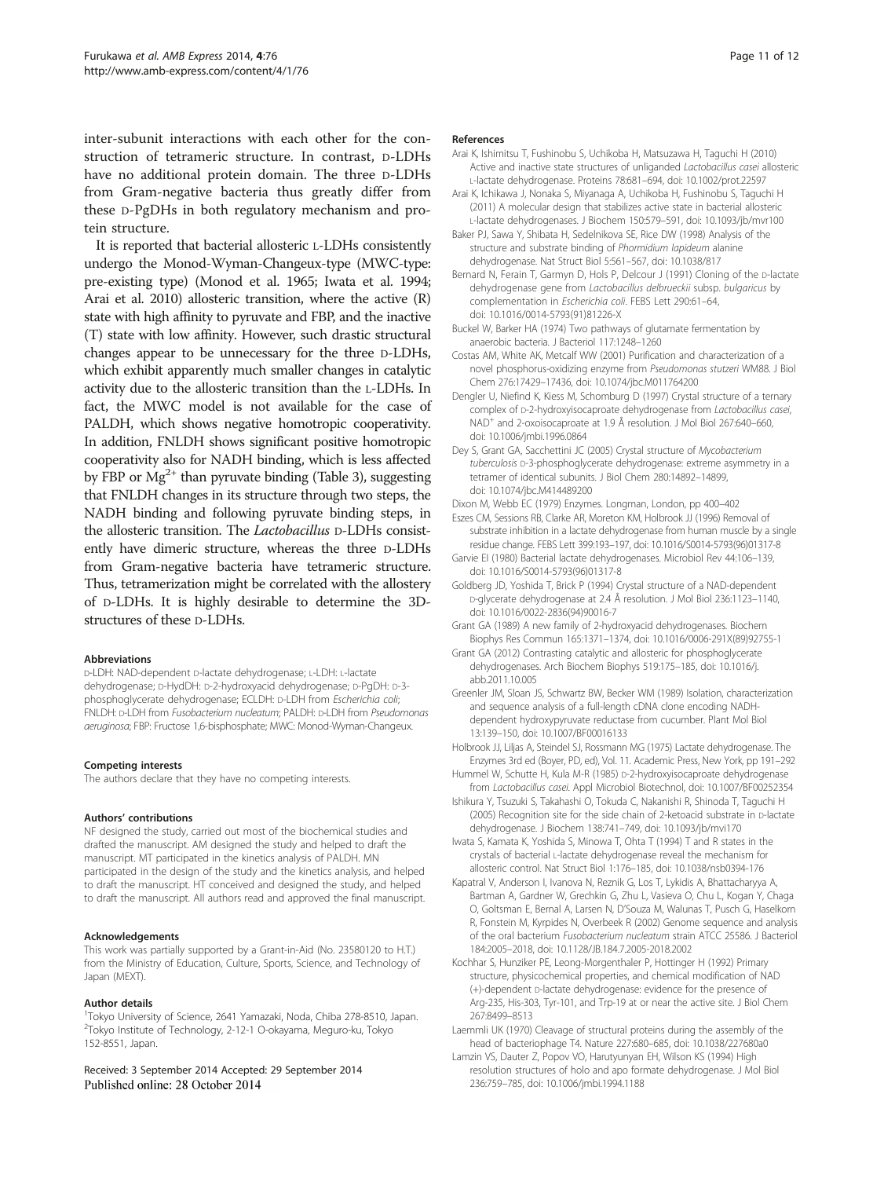inter-subunit interactions with each other for the construction of tetrameric structure. In contrast, D-LDHs have no additional protein domain. The three D-LDHs from Gram-negative bacteria thus greatly differ from these D-PgDHs in both regulatory mechanism and protein structure.

It is reported that bacterial allosteric L-LDHs consistently undergo the Monod-Wyman-Changeux-type (MWC-type: pre-existing type) (Monod et al. 1965; Iwata et al. 1994; Arai et al. 2010) allosteric transition, where the active (R) state with high affinity to pyruvate and FBP, and the inactive (T) state with low affinity. However, such drastic structural changes appear to be unnecessary for the three D-LDHs, which exhibit apparently much smaller changes in catalytic activity due to the allosteric transition than the L-LDHs. In fact, the MWC model is not available for the case of PALDH, which shows negative homotropic cooperativity. In addition, FNLDH shows significant positive homotropic cooperativity also for NADH binding, which is less affected by FBP or $Mg^{2+}$ than pyruvate binding (Table 3), suggesting that FNLDH changes in its structure through two steps, the NADH binding and following pyruvate binding steps, in the allosteric transition. The *Lactobacillus* D-LDHs consistently have dimeric structure, whereas the three D-LDHs from Gram-negative bacteria have tetrameric structure. Thus, tetramerization might be correlated with the allostery of D-LDHs. It is highly desirable to determine the 3D-structures of these D-LDHs.

#### Abbreviations

D-LDH: NAD-dependent D-lactate dehydrogenase; L-LDH: L-lactate dehydrogenase; D-HydDH: D-2-hydroxyacid dehydrogenase; D-PgDH: D-3-phosphoglycerate dehydrogenase; ECLDH: D-LDH from *Escherichia coli*; FNLDH: D-LDH from *Fusobacterium nucleatum*; PALDH: D-LDH from *Pseudomonas aeruginosa*; FBP: Fructose 1,6-bisphosphate; MWC: Monod-Wyman-Changeux.

#### Competing interests

The authors declare that they have no competing interests.

#### Authors' contributions

NF designed the study, carried out most of the biochemical studies and drafted the manuscript. AM designed the study and helped to draft the manuscript. MT participated in the kinetics analysis of PALDH. MN participated in the design of the study and the kinetics analysis, and helped to draft the manuscript. HT conceived and designed the study, and helped to draft the manuscript. All authors read and approved the final manuscript.

#### Acknowledgements

This work was partially supported by a Grant-in-Aid (No. 23580120 to H.T.) from the Ministry of Education, Culture, Sports, Science, and Technology of Japan (MEXT).

#### Author details

[1]Tokyo University of Science, 2641 Yamazaki, Noda, Chiba 278-8510, Japan. [2]Tokyo Institute of Technology, 2-12-1 O-okayama, Meguro-ku, Tokyo 152-8551, Japan.

Received: 3 September 2014 Accepted: 29 September 2014
Published online: 28 October 2014

#### References

Arai K, Ishimitsu T, Fushinobu S, Uchikoba H, Matsuzawa H, Taguchi H (2010) Active and inactive state structures of unliganded *Lactobacillus casei* allosteric L-lactate dehydrogenase. Proteins 78:681–694, doi: 10.1002/prot.22597

Arai K, Ichikawa J, Nonaka S, Miyanaga A, Uchikoba H, Fushinobu S, Taguchi H (2011) A molecular design that stabilizes active state in bacterial allosteric L-lactate dehydrogenases. J Biochem 150:579–591, doi: 10.1093/jb/mvr100

Baker PJ, Sawa Y, Shibata H, Sedelnikova SE, Rice DW (1998) Analysis of the structure and substrate binding of *Phormidium lapideum* alanine dehydrogenase. Nat Struct Biol 5:561–567, doi: 10.1038/817

Bernard N, Ferain T, Garmyn D, Hols P, Delcour J (1991) Cloning of the D-lactate dehydrogenase gene from *Lactobacillus delbrueckii* subsp. *bulgaricus* by complementation in *Escherichia coli*. FEBS Lett 290:61–64, doi: 10.1016/0014-5793(91)81226-X

Buckel W, Barker HA (1974) Two pathways of glutamate fermentation by anaerobic bacteria. J Bacteriol 117:1248–1260

Costas AM, White AK, Metcalf WW (2001) Purification and characterization of a novel phosphorus-oxidizing enzyme from *Pseudomonas stutzeri* WM88. J Biol Chem 276:17429–17436, doi: 10.1074/jbc.M011764200

Dengler U, Niefind K, Kiess M, Schomburg D (1997) Crystal structure of a ternary complex of D-2-hydroxyisocaproate dehydrogenase from *Lactobacillus casei*, $NAD^+$ and 2-oxoisocaproate at 1.9 Å resolution. J Mol Biol 267:640–660, doi: 10.1006/jmbi.1996.0864

Dey S, Grant GA, Sacchettini JC (2005) Crystal structure of *Mycobacterium tuberculosis* D-3-phosphoglycerate dehydrogenase: extreme asymmetry in a tetramer of identical subunits. J Biol Chem 280:14892–14899, doi: 10.1074/jbc.M414489200

Dixon M, Webb EC (1979) Enzymes. Longman, London, pp 400–402

Eszes CM, Sessions RB, Clarke AR, Moreton KM, Holbrook JJ (1996) Removal of substrate inhibition in a lactate dehydrogenase from human muscle by a single residue change. FEBS Lett 399:193–197, doi: 10.1016/S0014-5793(96)01317-8

Garvie EI (1980) Bacterial lactate dehydrogenases. Microbiol Rev 44:106–139, doi: 10.1016/S0014-5793(96)01317-8

Goldberg JD, Yoshida T, Brick P (1994) Crystal structure of a NAD-dependent D-glycerate dehydrogenase at 2.4 Å resolution. J Mol Biol 236:1123–1140, doi: 10.1016/0022-2836(94)90016-7

Grant GA (1989) A new family of 2-hydroxyacid dehydrogenases. Biochem Biophys Res Commun 165:1371–1374, doi: 10.1016/0006-291X(89)92755-1

Grant GA (2012) Contrasting catalytic and allosteric for phosphoglycerate dehydrogenases. Arch Biochem Biophys 519:175–185, doi: 10.1016/j.abb.2011.10.005

Greenler JM, Sloan JS, Schwartz BW, Becker WM (1989) Isolation, characterization and sequence analysis of a full-length cDNA clone encoding NADH-dependent hydroxypyruvate reductase from cucumber. Plant Mol Biol 13:139–150, doi: 10.1007/BF00016133

Holbrook JJ, Liljas A, Steindel SJ, Rossmann MG (1975) Lactate dehydrogenase. The Enzymes 3rd ed (Boyer, PD, ed), Vol. 11. Academic Press, New York, pp 191–292

Hummel W, Schutte H, Kula M-R (1985) D-2-hydroxyisocaproate dehydrogenase from *Lactobacillus casei*. Appl Microbiol Biotechnol, doi: 10.1007/BF00252354

Ishikura Y, Tsuzuki S, Takahashi O, Tokuda C, Nakanishi R, Shinoda T, Taguchi H (2005) Recognition site for the side chain of 2-ketoacid substrate in D-lactate dehydrogenase. J Biochem 138:741–749, doi: 10.1093/jb/mvi170

Iwata S, Kamata K, Yoshida S, Minowa T, Ohta T (1994) T and R states in the crystals of bacterial L-lactate dehydrogenase reveal the mechanism for allosteric control. Nat Struct Biol 1:176–185, doi: 10.1038/nsb0394-176

Kapatral V, Anderson I, Ivanova N, Reznik G, Los T, Lykidis A, Bhattacharyya A, Bartman A, Gardner W, Grechkin G, Zhu L, Vasieva O, Chu L, Kogan Y, Chaga O, Goltsman E, Bernal A, Larsen N, D'Souza M, Walunas T, Pusch G, Haselkorn R, Fonstein M, Kyrpides N, Overbeek R (2002) Genome sequence and analysis of the oral bacterium *Fusobacterium nucleatum* strain ATCC 25586. J Bacteriol 184:2005–2018, doi: 10.1128/JB.184.7.2005-2018.2002

Kochhar S, Hunziker PE, Leong-Morgenthaler P, Hottinger H (1992) Primary structure, physicochemical properties, and chemical modification of NAD (+)-dependent D-lactate dehydrogenase: evidence for the presence of Arg-235, His-303, Tyr-101, and Trp-19 at or near the active site. J Biol Chem 267:8499–8513

Laemmli UK (1970) Cleavage of structural proteins during the assembly of the head of bacteriophage T4. Nature 227:680–685, doi: 10.1038/227680a0

Lamzin VS, Dauter Z, Popov VO, Harutyunyan EH, Wilson KS (1994) High resolution structures of holo and apo formate dehydrogenase. J Mol Biol 236:759–785, doi: 10.1006/jmbi.1994.1188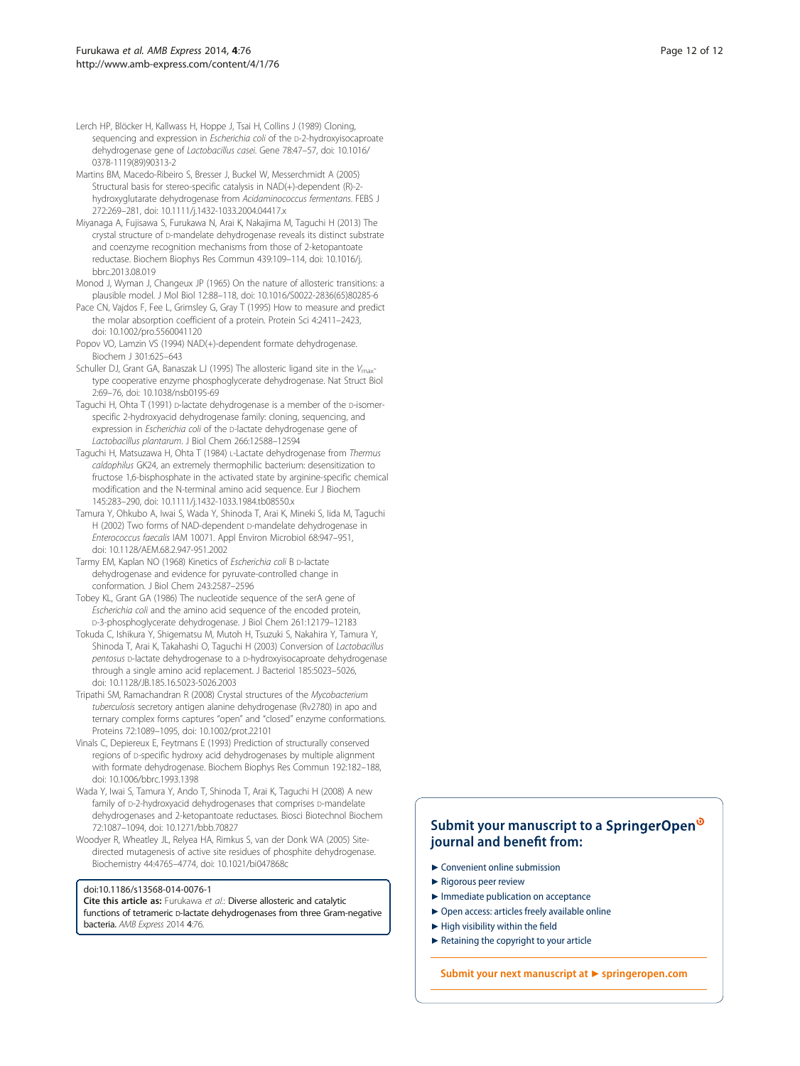Lerch HP, Blöcker H, Kallwass H, Hoppe J, Tsai H, Collins J (1989) Cloning, sequencing and expression in *Escherichia coli* of the D-2-hydroxyisocaproate dehydrogenase gene of *Lactobacillus casei*. Gene 78:47–57, doi: 10.1016/0378-1119(89)90313-2

Martins BM, Macedo-Ribeiro S, Bresser J, Buckel W, Messerschmidt A (2005) Structural basis for stereo-specific catalysis in NAD(+)-dependent (R)-2-hydroxyglutarate dehydrogenase from *Acidaminococcus fermentans*. FEBS J 272:269–281, doi: 10.1111/j.1432-1033.2004.04417.x

Miyanaga A, Fujisawa S, Furukawa N, Arai K, Nakajima M, Taguchi H (2013) The crystal structure of D-mandelate dehydrogenase reveals its distinct substrate and coenzyme recognition mechanisms from those of 2-ketopantoate reductase. Biochem Biophys Res Commun 439:109–114, doi: 10.1016/j.bbrc.2013.08.019

Monod J, Wyman J, Changeux JP (1965) On the nature of allosteric transitions: a plausible model. J Mol Biol 12:88–118, doi: 10.1016/S0022-2836(65)80285-6

Pace CN, Vajdos F, Fee L, Grimsley G, Gray T (1995) How to measure and predict the molar absorption coefficient of a protein. Protein Sci 4:2411–2423, doi: 10.1002/pro.5560041120

Popov VO, Lamzin VS (1994) NAD(+)-dependent formate dehydrogenase. Biochem J 301:625–643

Schuller DJ, Grant GA, Banaszak LJ (1995) The allosteric ligand site in the $V_{max}$-type cooperative enzyme phosphoglycerate dehydrogenase. Nat Struct Biol 2:69–76, doi: 10.1038/nsb0195-69

Taguchi H, Ohta T (1991) D-lactate dehydrogenase is a member of the D-isomer-specific 2-hydroxyacid dehydrogenase family: cloning, sequencing, and expression in *Escherichia coli* of the D-lactate dehydrogenase gene of *Lactobacillus plantarum*. J Biol Chem 266:12588–12594

Taguchi H, Matsuzawa H, Ohta T (1984) L-Lactate dehydrogenase from *Thermus caldophilus* GK24, an extremely thermophilic bacterium: desensitization to fructose 1,6-bisphosphate in the activated state by arginine-specific chemical modification and the N-terminal amino acid sequence. Eur J Biochem 145:283–290, doi: 10.1111/j.1432-1033.1984.tb08550.x

Tamura Y, Ohkubo A, Iwai S, Wada Y, Shinoda T, Arai K, Mineki S, Iida M, Taguchi H (2002) Two forms of NAD-dependent D-mandelate dehydrogenase in *Enterococcus faecalis* IAM 10071. Appl Environ Microbiol 68:947–951, doi: 10.1128/AEM.68.2.947-951.2002

Tarmy EM, Kaplan NO (1968) Kinetics of *Escherichia coli* B D-lactate dehydrogenase and evidence for pyruvate-controlled change in conformation. J Biol Chem 243:2587–2596

Tobey KL, Grant GA (1986) The nucleotide sequence of the serA gene of *Escherichia coli* and the amino acid sequence of the encoded protein, D-3-phosphoglycerate dehydrogenase. J Biol Chem 261:12179–12183

Tokuda C, Ishikura Y, Shigematsu M, Mutoh H, Tsuzuki S, Nakahira Y, Tamura Y, Shinoda T, Arai K, Takahashi O, Taguchi H (2003) Conversion of *Lactobacillus pentosus* D-lactate dehydrogenase to a D-hydroxyisocaproate dehydrogenase through a single amino acid replacement. J Bacteriol 185:5023–5026, doi: 10.1128/JB.185.16.5023-5026.2003

Tripathi SM, Ramachandran R (2008) Crystal structures of the *Mycobacterium tuberculosis* secretory antigen alanine dehydrogenase (Rv2780) in apo and ternary complex forms captures "open" and "closed" enzyme conformations. Proteins 72:1089–1095, doi: 10.1002/prot.22101

Vinals C, Depiereux E, Feytmans E (1993) Prediction of structurally conserved regions of D-specific hydroxy acid dehydrogenases by multiple alignment with formate dehydrogenase. Biochem Biophys Res Commun 192:182–188, doi: 10.1006/bbrc.1993.1398

Wada Y, Iwai S, Tamura Y, Ando T, Shinoda T, Arai K, Taguchi H (2008) A new family of D-2-hydroxyacid dehydrogenases that comprises D-mandelate dehydrogenases and 2-ketopantoate reductases. Biosci Biotechnol Biochem 72:1087–1094, doi: 10.1271/bbb.70827

Woodyer R, Wheatley JL, Relyea HA, Rimkus S, van der Donk WA (2005) Site-directed mutagenesis of active site residues of phosphite dehydrogenase. Biochemistry 44:4765–4774, doi: 10.1021/bi047868c

doi:10.1186/s13568-014-0076-1

**Cite this article as:** Furukawa *et al.*: Diverse allosteric and catalytic functions of tetrameric D-lactate dehydrogenases from three Gram-negative bacteria. *AMB Express* 2014 **4**:76.

**Submit your manuscript to a SpringerOpen journal and benefit from:**

- ► Convenient online submission
- ► Rigorous peer review
- ► Immediate publication on acceptance
- ► Open access: articles freely available online
- ► High visibility within the field
- ► Retaining the copyright to your article

**Submit your next manuscript at ► springeropen.com**